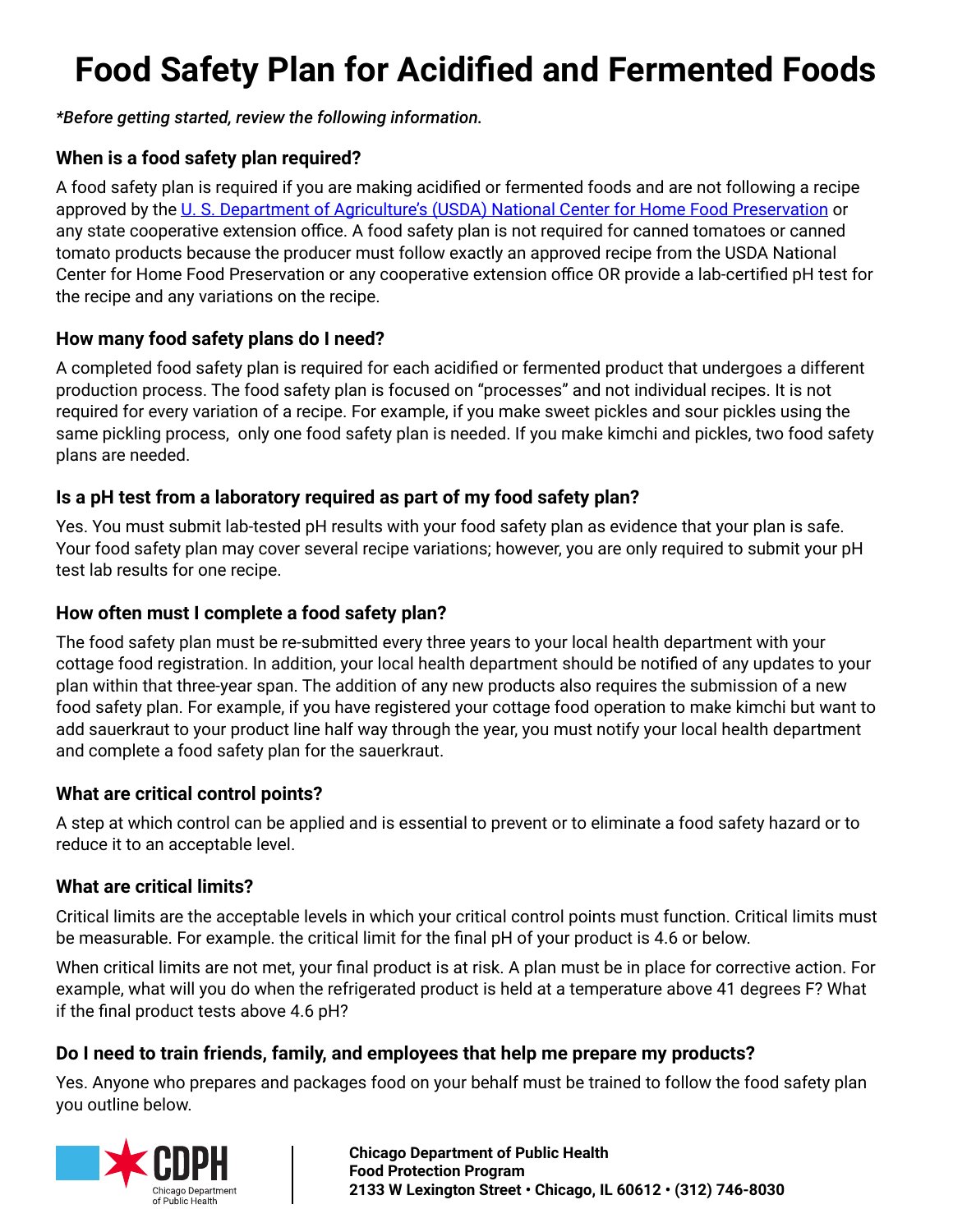# Food Safety Plan for Acidified and Fermented Foods

*\*Before getting started, review the following information.*

### When is a food safety plan required?

A food safety plan is required if you are making acidified or fermented foods and are not following a recipe approved by the [U. S. Department of Agriculture's (USDA) National Center for Home Food Preservation] or any state cooperative extension office. A food safety plan is not required for canned tomatoes or canned tomato products because the producer must follow exactly an approved recipe from the USDA National Center for Home Food Preservation or any cooperative extension office OR provide a lab-certified pH test for the recipe and any variations on the recipe.

### How many food safety plans do I need?

A completed food safety plan is required for each acidified or fermented product that undergoes a different production process. The food safety plan is focused on "processes" and not individual recipes. It is not required for every variation of a recipe. For example, if you make sweet pickles and sour pickles using the same pickling process, only one food safety plan is needed. If you make kimchi and pickles, two food safety plans are needed.

### Is a pH test from a laboratory required as part of my food safety plan?

Yes. You must submit lab-tested pH results with your food safety plan as evidence that your plan is safe. Your food safety plan may cover several recipe variations; however, you are only required to submit your pH test lab results for one recipe.

### How often must I complete a food safety plan?

The food safety plan must be re-submitted every three years to your local health department with your cottage food registration. In addition, your local health department should be notified of any updates to your plan within that three-year span. The addition of any new products also requires the submission of a new food safety plan. For example, if you have registered your cottage food operation to make kimchi but want to add sauerkraut to your product line half way through the year, you must notify your local health department and complete a food safety plan for the sauerkraut.

### What are critical control points?

A step at which control can be applied and is essential to prevent or to eliminate a food safety hazard or to reduce it to an acceptable level.

### What are critical limits?

Critical limits are the acceptable levels in which your critical control points must function. Critical limits must be measurable. For example. the critical limit for the final pH of your product is 4.6 or below.

When critical limits are not met, your final product is at risk. A plan must be in place for corrective action. For example, what will you do when the refrigerated product is held at a temperature above 41 degrees F? What if the final product tests above 4.6 pH?

### Do I need to train friends, family, and employees that help me prepare my products?

Yes. Anyone who prepares and packages food on your behalf must be trained to follow the food safety plan you outline below.

CDPH Chicago Department of Public Health

**Chicago Department of Public Health**
**Food Protection Program**
**2133 W Lexington Street • Chicago, IL 60612 • (312) 746-8030**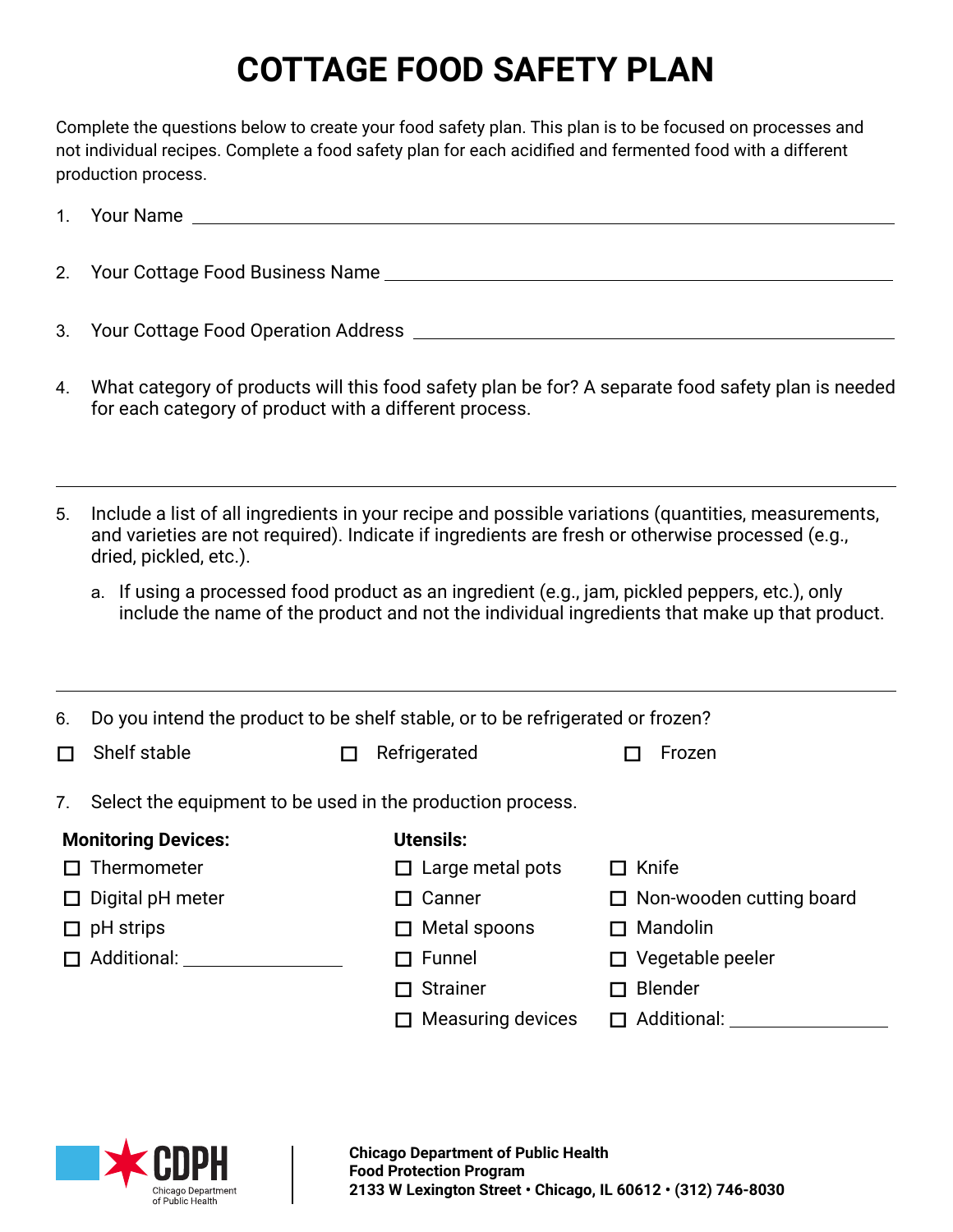# COTTAGE FOOD SAFETY PLAN

Complete the questions below to create your food safety plan. This plan is to be focused on processes and not individual recipes. Complete a food safety plan for each acidified and fermented food with a different production process.

1. Your Name ______________________________

2. Your Cottage Food Business Name ______________________________

3. Your Cottage Food Operation Address ______________________________

4. What category of products will this food safety plan be for? A separate food safety plan is needed for each category of product with a different process.

______________________________

5. Include a list of all ingredients in your recipe and possible variations (quantities, measurements, and varieties are not required). Indicate if ingredients are fresh or otherwise processed (e.g., dried, pickled, etc.).

   a. If using a processed food product as an ingredient (e.g., jam, pickled peppers, etc.), only include the name of the product and not the individual ingredients that make up that product.

______________________________

6. Do you intend the product to be shelf stable, or to be refrigerated or frozen?

☐ Shelf stable ☐ Refrigerated ☐ Frozen

7. Select the equipment to be used in the production process.

**Monitoring Devices:**

- ☐ Thermometer
- ☐ Digital pH meter
- ☐ pH strips
- ☐ Additional: ______________

**Utensils:**

- ☐ Large metal pots
- ☐ Canner
- ☐ Metal spoons
- ☐ Funnel
- ☐ Strainer
- ☐ Measuring devices
- ☐ Knife
- ☐ Non-wooden cutting board
- ☐ Mandolin
- ☐ Vegetable peeler
- ☐ Blender
- ☐ Additional: ______________

**Chicago Department of Public Health**
**Food Protection Program**
**2133 W Lexington Street • Chicago, IL 60612 • (312) 746-8030**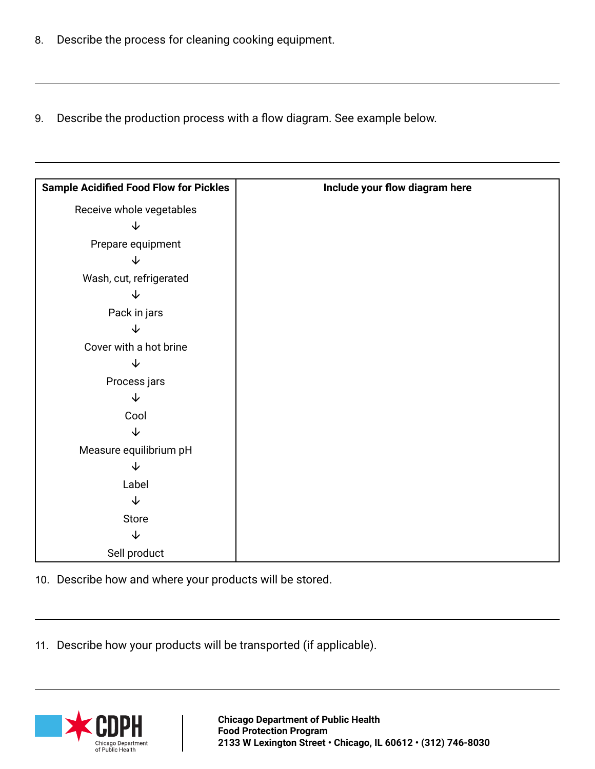8. Describe the process for cleaning cooking equipment.

---

9. Describe the production process with a flow diagram. See example below.

---

| Sample Acidified Food Flow for Pickles | Include your flow diagram here |
|---|---|
| Receive whole vegetables<br>↓<br>Prepare equipment<br>↓<br>Wash, cut, refrigerated<br>↓<br>Pack in jars<br>↓<br>Cover with a hot brine<br>↓<br>Process jars<br>↓<br>Cool<br>↓<br>Measure equilibrium pH<br>↓<br>Label<br>↓<br>Store<br>↓<br>Sell product | |

10. Describe how and where your products will be stored.

---

11. Describe how your products will be transported (if applicable).

---

**Chicago Department of Public Health**
**Food Protection Program**
**2133 W Lexington Street • Chicago, IL 60612 • (312) 746-8030**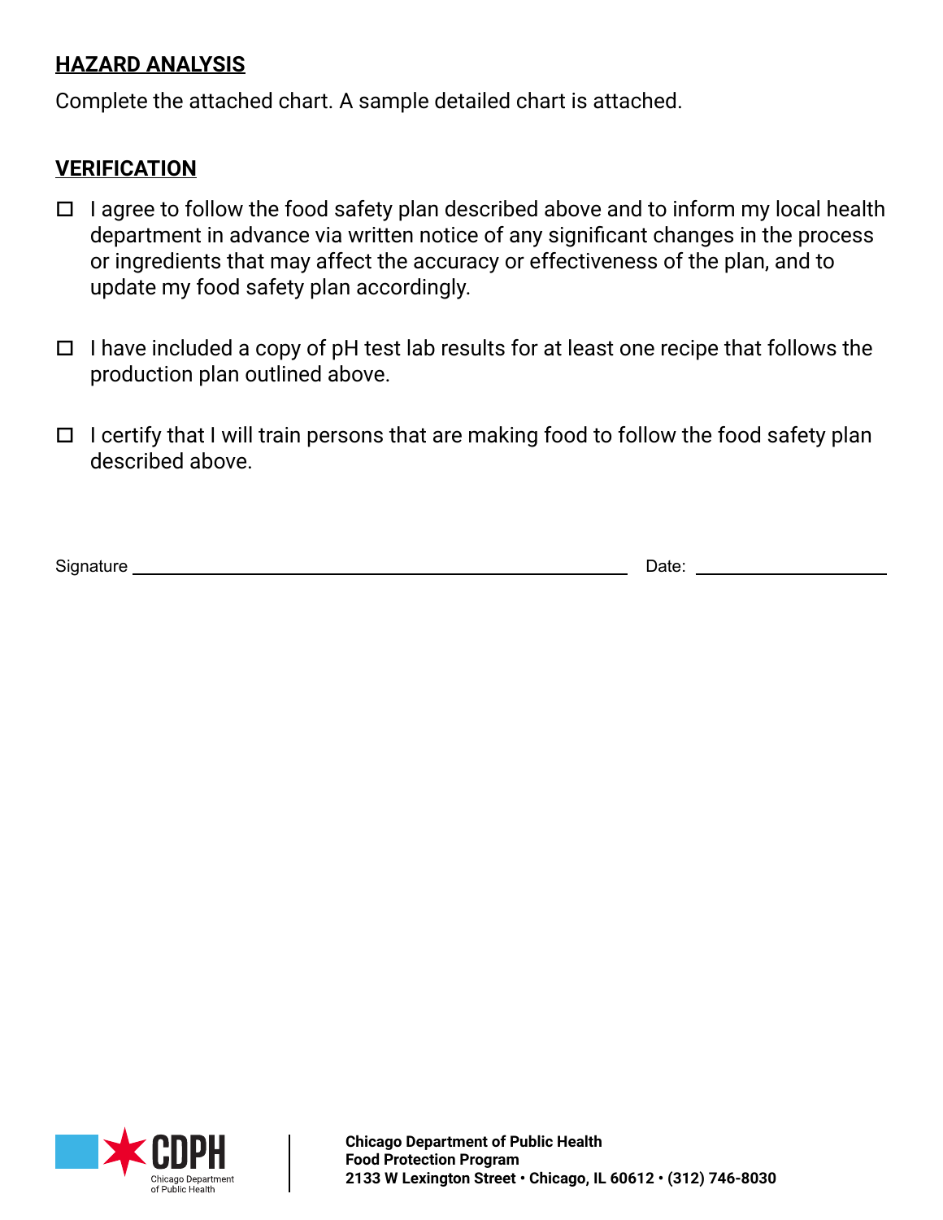## HAZARD ANALYSIS

Complete the attached chart. A sample detailed chart is attached.

## VERIFICATION

- ☐ I agree to follow the food safety plan described above and to inform my local health department in advance via written notice of any significant changes in the process or ingredients that may affect the accuracy or effectiveness of the plan, and to update my food safety plan accordingly.

- ☐ I have included a copy of pH test lab results for at least one recipe that follows the production plan outlined above.

- ☐ I certify that I will train persons that are making food to follow the food safety plan described above.

Signature ______________________________ Date: ____________

**Chicago Department of Public Health**
**Food Protection Program**
**2133 W Lexington Street • Chicago, IL 60612 • (312) 746-8030**